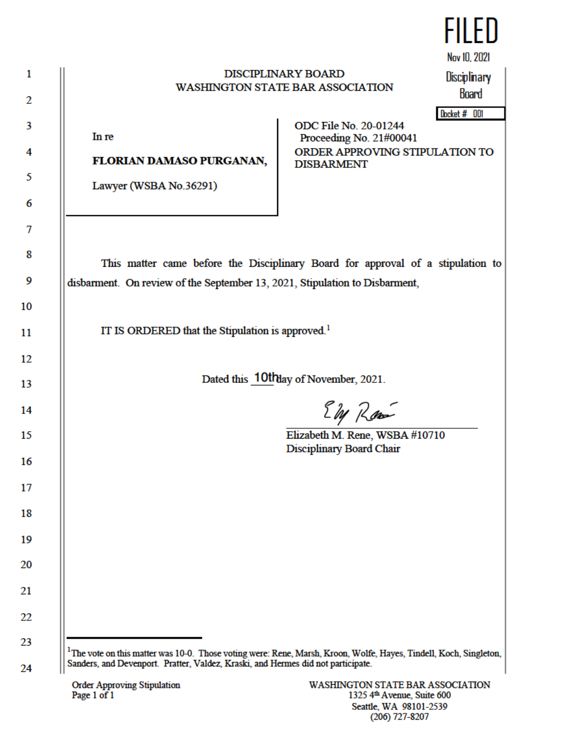FILED

Nov 10, 2021

Disciplinary Board

Docket # 001

DISCIPLINARY BOARD
WASHINGTON STATE BAR ASSOCIATION

In re

**FLORIAN DAMASO PURGANAN,**

Lawyer (WSBA No.36291)

ODC File No. 20-01244
Proceeding No. 21#00041

ORDER APPROVING STIPULATION TO DISBARMENT

This matter came before the Disciplinary Board for approval of a stipulation to disbarment. On review of the September 13, 2021, Stipulation to Disbarment,

IT IS ORDERED that the Stipulation is approved.[1]

Dated this 10th day of November, 2021.

Elizabeth M. Rene, WSBA #10710
Disciplinary Board Chair

---

[1] The vote on this matter was 10-0. Those voting were: Rene, Marsh, Kroon, Wolfe, Hayes, Tindell, Koch, Singleton, Sanders, and Devenport. Pratter, Valdez, Kraski, and Hermes did not participate.

Order Approving Stipulation

WASHINGTON STATE BAR ASSOCIATION
1325 4th Avenue, Suite 600
Seattle, WA 98101-2539
(206) 727-8207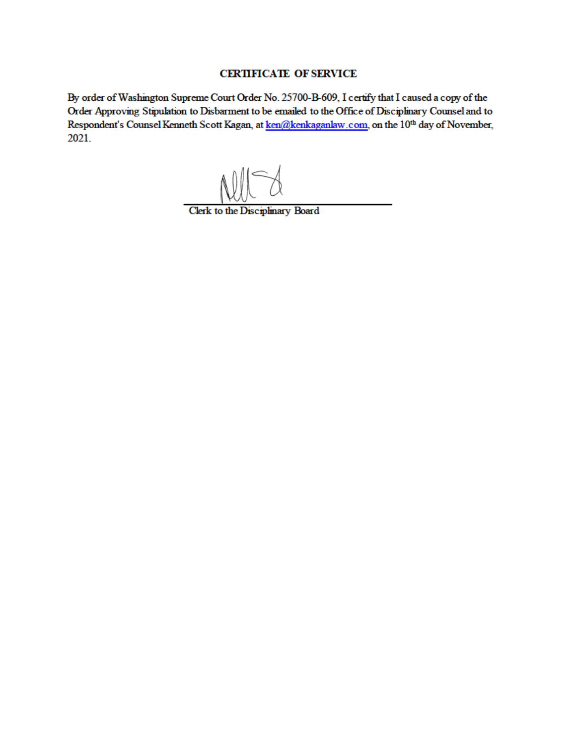## CERTIFICATE OF SERVICE

By order of Washington Supreme Court Order No. 25700-B-609, I certify that I caused a copy of the Order Approving Stipulation to Disbarment to be emailed to the Office of Disciplinary Counsel and to Respondent's Counsel Kenneth Scott Kagan, at ken@kenkaganlaw.com, on the 10th day of November, 2021.

Clerk to the Disciplinary Board